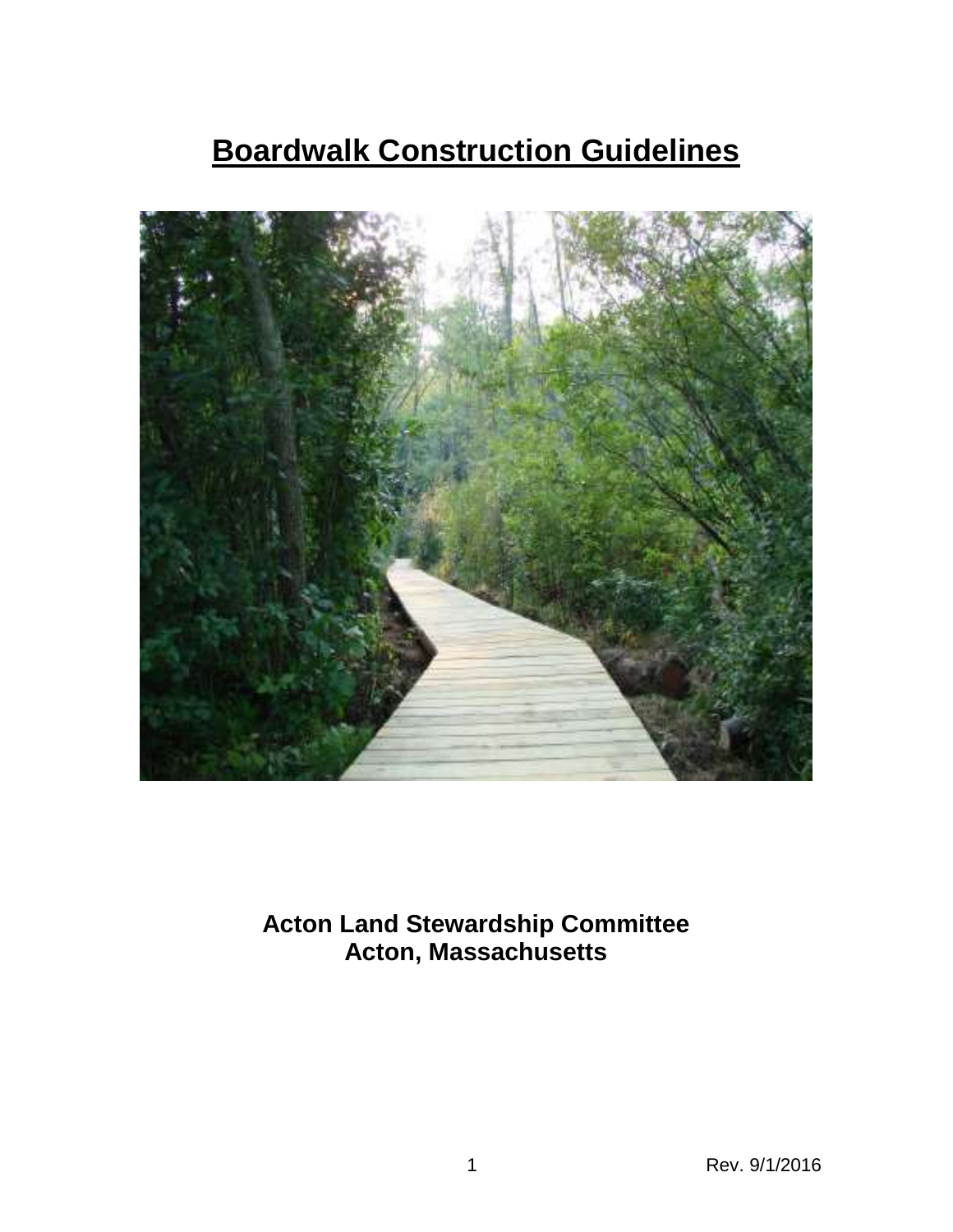# Boardwalk Construction Guidelines

**Acton Land Stewardship Committee**
**Acton, Massachusetts**

Rev. 9/1/2016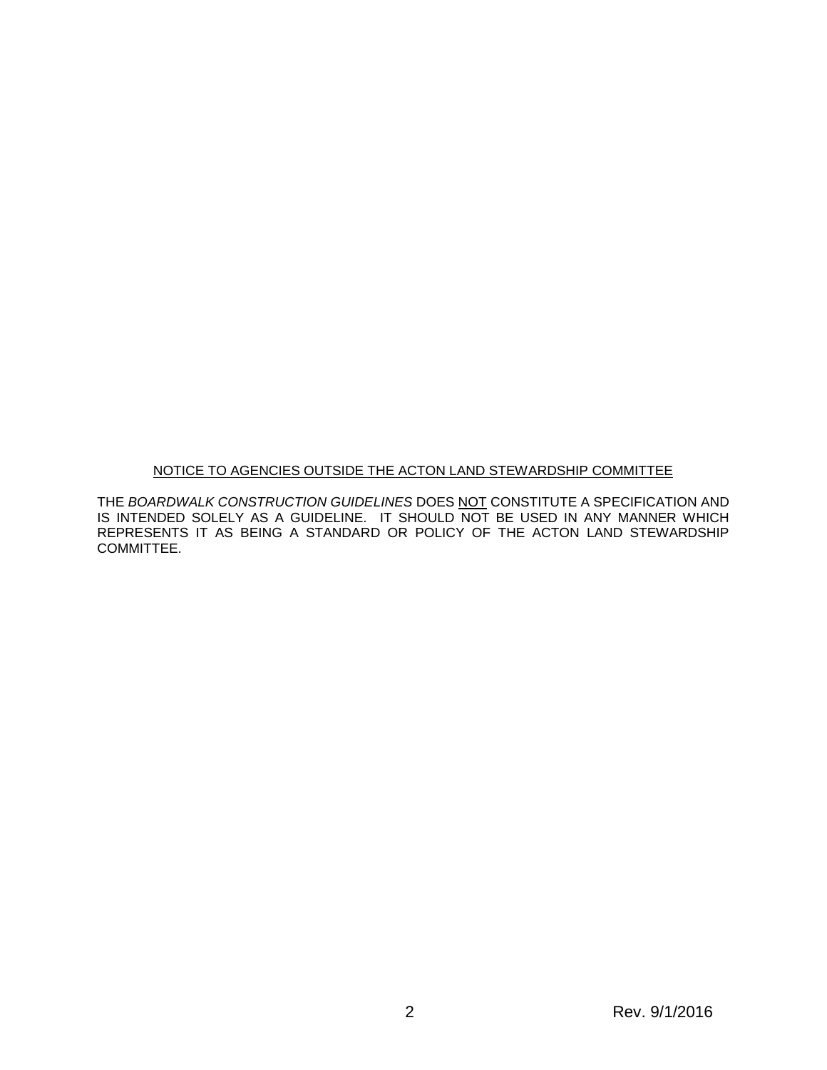<u>NOTICE TO AGENCIES OUTSIDE THE ACTON LAND STEWARDSHIP COMMITTEE</u>

THE *BOARDWALK CONSTRUCTION GUIDELINES* DOES <u>NOT</u> CONSTITUTE A SPECIFICATION AND IS INTENDED SOLELY AS A GUIDELINE. IT SHOULD NOT BE USED IN ANY MANNER WHICH REPRESENTS IT AS BEING A STANDARD OR POLICY OF THE ACTON LAND STEWARDSHIP COMMITTEE.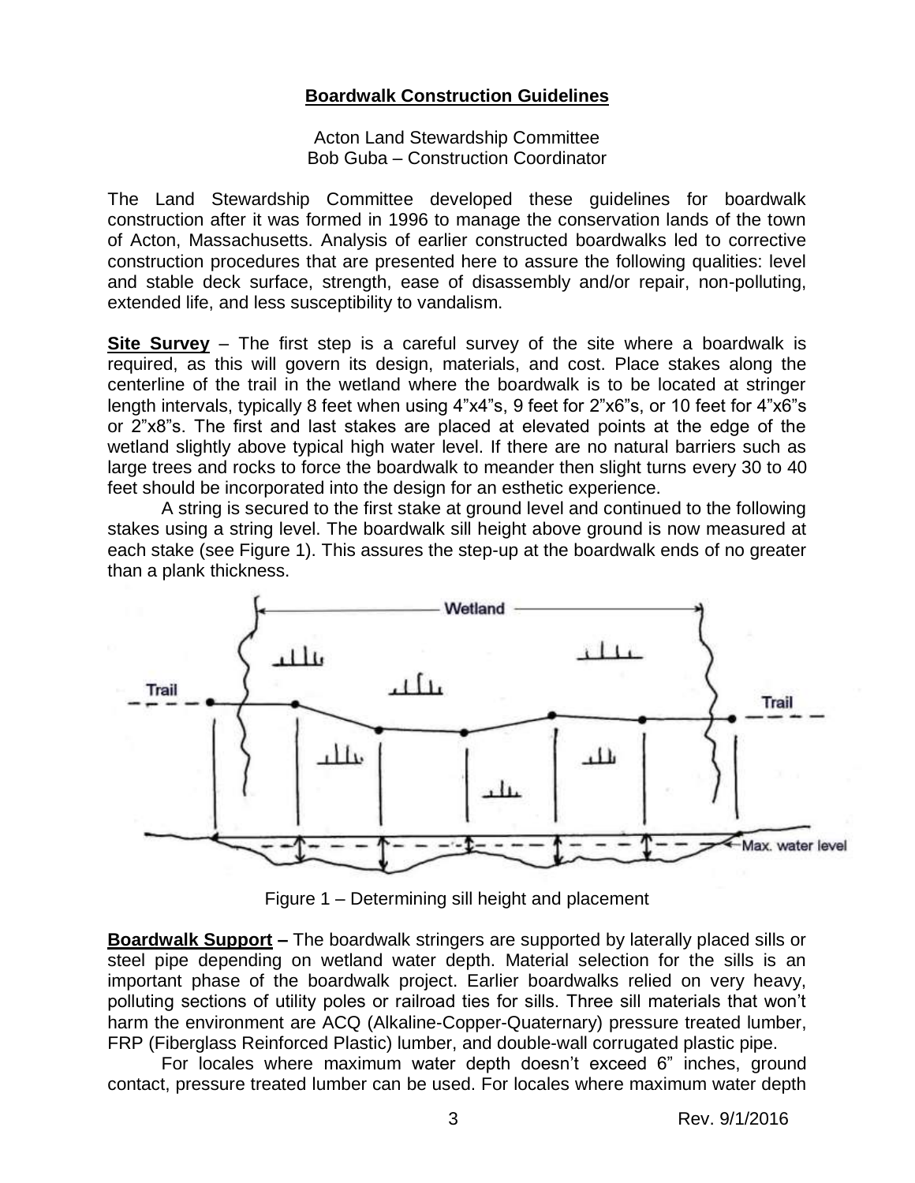## Boardwalk Construction Guidelines

Acton Land Stewardship Committee
Bob Guba – Construction Coordinator

The Land Stewardship Committee developed these guidelines for boardwalk construction after it was formed in 1996 to manage the conservation lands of the town of Acton, Massachusetts. Analysis of earlier constructed boardwalks led to corrective construction procedures that are presented here to assure the following qualities: level and stable deck surface, strength, ease of disassembly and/or repair, non-polluting, extended life, and less susceptibility to vandalism.

**Site Survey** – The first step is a careful survey of the site where a boardwalk is required, as this will govern its design, materials, and cost. Place stakes along the centerline of the trail in the wetland where the boardwalk is to be located at stringer length intervals, typically 8 feet when using 4"x4"s, 9 feet for 2"x6"s, or 10 feet for 4"x6"s or 2"x8"s. The first and last stakes are placed at elevated points at the edge of the wetland slightly above typical high water level. If there are no natural barriers such as large trees and rocks to force the boardwalk to meander then slight turns every 30 to 40 feet should be incorporated into the design for an esthetic experience.

A string is secured to the first stake at ground level and continued to the following stakes using a string level. The boardwalk sill height above ground is now measured at each stake (see Figure 1). This assures the step-up at the boardwalk ends of no greater than a plank thickness.

Figure 1 – Determining sill height and placement

**Boardwalk Support –** The boardwalk stringers are supported by laterally placed sills or steel pipe depending on wetland water depth. Material selection for the sills is an important phase of the boardwalk project. Earlier boardwalks relied on very heavy, polluting sections of utility poles or railroad ties for sills. Three sill materials that won't harm the environment are ACQ (Alkaline-Copper-Quaternary) pressure treated lumber, FRP (Fiberglass Reinforced Plastic) lumber, and double-wall corrugated plastic pipe.

For locales where maximum water depth doesn't exceed 6" inches, ground contact, pressure treated lumber can be used. For locales where maximum water depth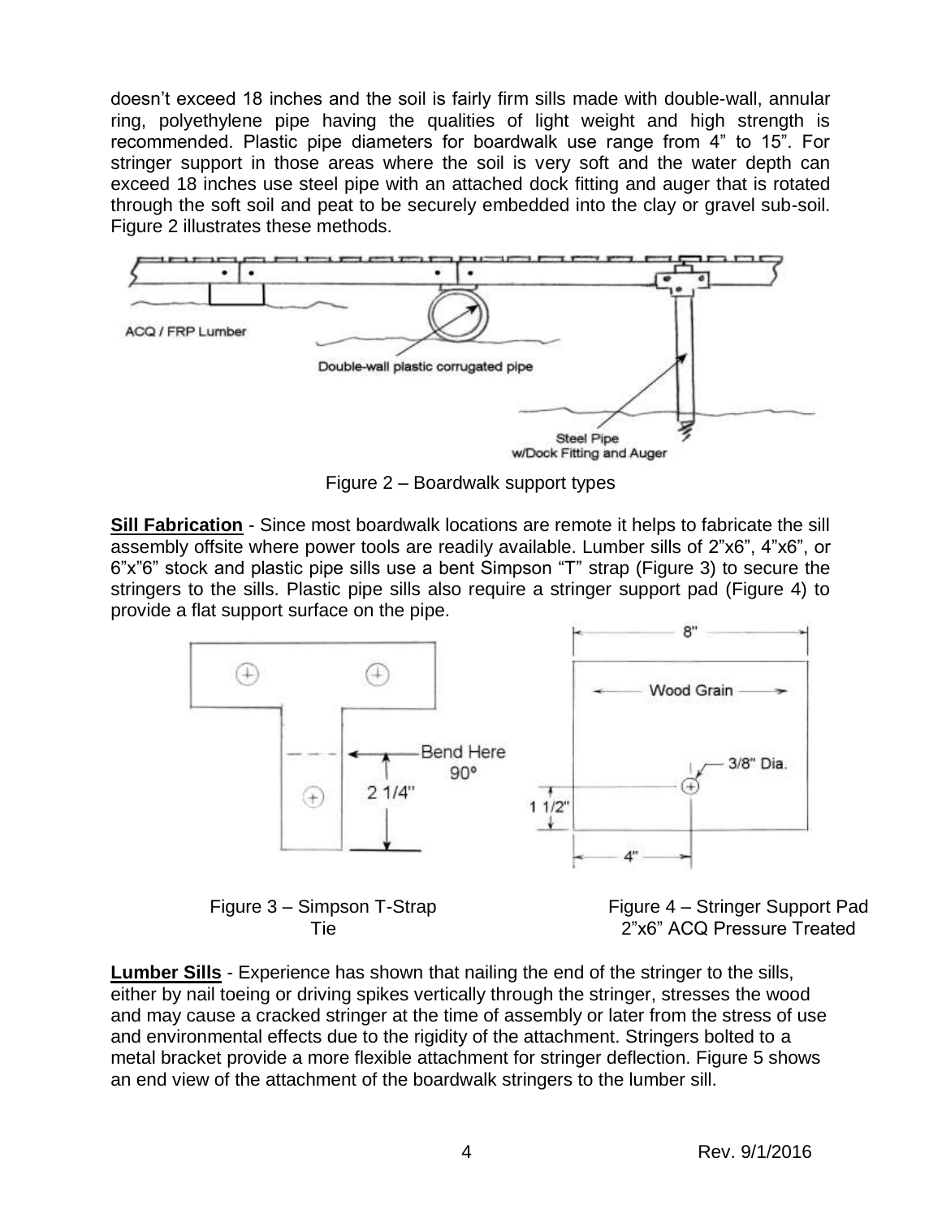doesn't exceed 18 inches and the soil is fairly firm sills made with double-wall, annular ring, polyethylene pipe having the qualities of light weight and high strength is recommended. Plastic pipe diameters for boardwalk use range from 4" to 15". For stringer support in those areas where the soil is very soft and the water depth can exceed 18 inches use steel pipe with an attached dock fitting and auger that is rotated through the soft soil and peat to be securely embedded into the clay or gravel sub-soil. Figure 2 illustrates these methods.

ACQ / FRP Lumber

Double-wall plastic corrugated pipe

Steel Pipe w/Dock Fitting and Auger

Figure 2 – Boardwalk support types

**Sill Fabrication** - Since most boardwalk locations are remote it helps to fabricate the sill assembly offsite where power tools are readily available. Lumber sills of 2"x6", 4"x6", or 6"x"6" stock and plastic pipe sills use a bent Simpson "T" strap (Figure 3) to secure the stringers to the sills. Plastic pipe sills also require a stringer support pad (Figure 4) to provide a flat support surface on the pipe.

Bend Here 90°

2 1/4"

8"

Wood Grain

3/8" Dia.

1 1/2"

4"

Figure 3 – Simpson T-Strap Tie

Figure 4 – Stringer Support Pad 2"x6" ACQ Pressure Treated

**Lumber Sills** - Experience has shown that nailing the end of the stringer to the sills, either by nail toeing or driving spikes vertically through the stringer, stresses the wood and may cause a cracked stringer at the time of assembly or later from the stress of use and environmental effects due to the rigidity of the attachment. Stringers bolted to a metal bracket provide a more flexible attachment for stringer deflection. Figure 5 shows an end view of the attachment of the boardwalk stringers to the lumber sill.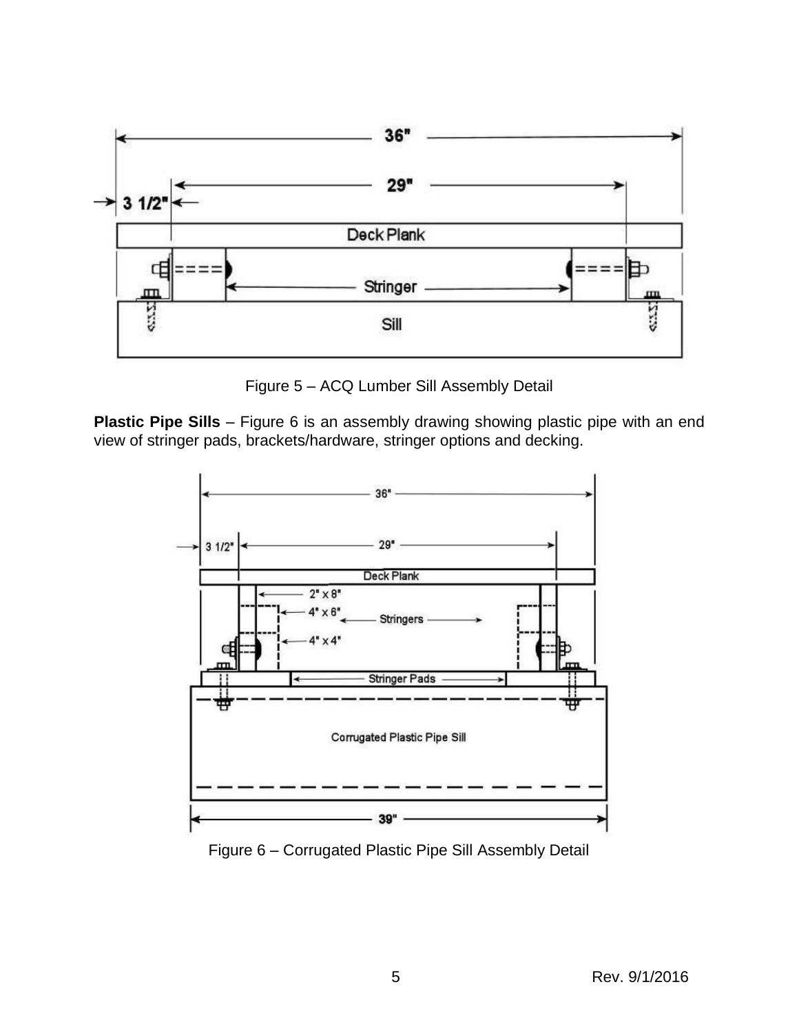Figure 5 – ACQ Lumber Sill Assembly Detail

**Plastic Pipe Sills** – Figure 6 is an assembly drawing showing plastic pipe with an end view of stringer pads, brackets/hardware, stringer options and decking.

Figure 6 – Corrugated Plastic Pipe Sill Assembly Detail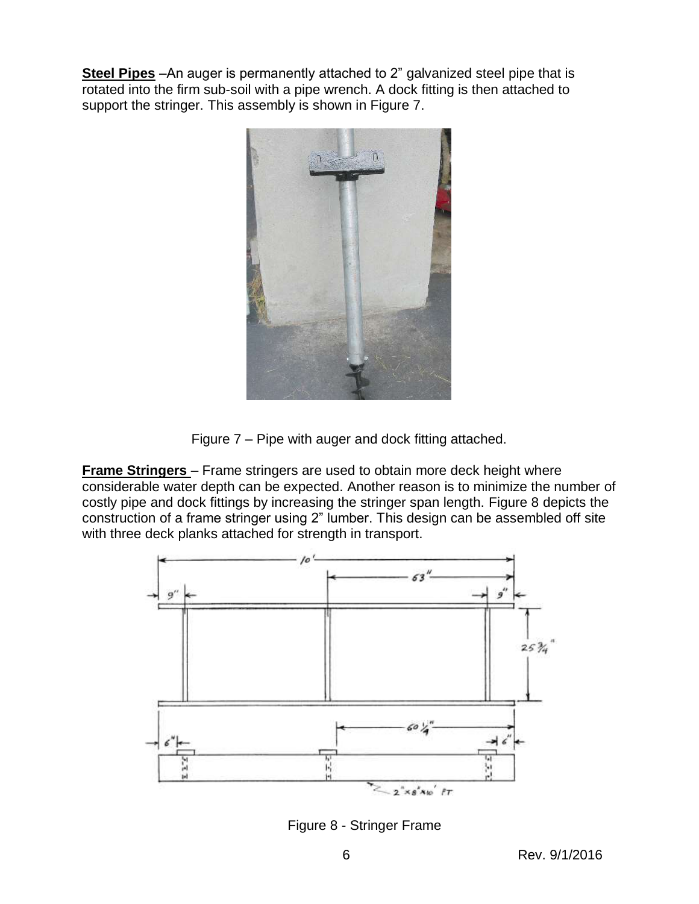**Steel Pipes** –An auger is permanently attached to 2” galvanized steel pipe that is rotated into the firm sub-soil with a pipe wrench. A dock fitting is then attached to support the stringer. This assembly is shown in Figure 7.

Figure 7 – Pipe with auger and dock fitting attached.

**Frame Stringers** – Frame stringers are used to obtain more deck height where considerable water depth can be expected. Another reason is to minimize the number of costly pipe and dock fittings by increasing the stringer span length. Figure 8 depicts the construction of a frame stringer using 2” lumber. This design can be assembled off site with three deck planks attached for strength in transport.

Figure 8 - Stringer Frame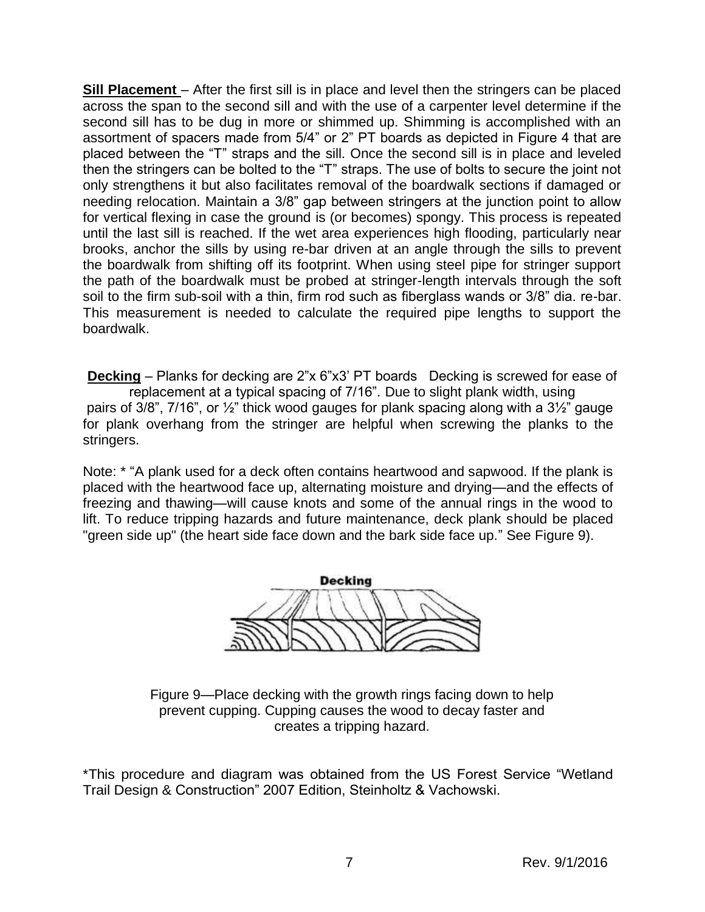**Sill Placement** – After the first sill is in place and level then the stringers can be placed across the span to the second sill and with the use of a carpenter level determine if the second sill has to be dug in more or shimmed up. Shimming is accomplished with an assortment of spacers made from 5/4" or 2" PT boards as depicted in Figure 4 that are placed between the "T" straps and the sill. Once the second sill is in place and leveled then the stringers can be bolted to the "T" straps. The use of bolts to secure the joint not only strengthens it but also facilitates removal of the boardwalk sections if damaged or needing relocation. Maintain a 3/8" gap between stringers at the junction point to allow for vertical flexing in case the ground is (or becomes) spongy. This process is repeated until the last sill is reached. If the wet area experiences high flooding, particularly near brooks, anchor the sills by using re-bar driven at an angle through the sills to prevent the boardwalk from shifting off its footprint. When using steel pipe for stringer support the path of the boardwalk must be probed at stringer-length intervals through the soft soil to the firm sub-soil with a thin, firm rod such as fiberglass wands or 3/8" dia. re-bar. This measurement is needed to calculate the required pipe lengths to support the boardwalk.

**Decking** – Planks for decking are 2"x 6"x3' PT boards Decking is screwed for ease of replacement at a typical spacing of 7/16". Due to slight plank width, using pairs of 3/8", 7/16", or ½" thick wood gauges for plank spacing along with a 3½" gauge for plank overhang from the stringer are helpful when screwing the planks to the stringers.

Note: * "A plank used for a deck often contains heartwood and sapwood. If the plank is placed with the heartwood face up, alternating moisture and drying—and the effects of freezing and thawing—will cause knots and some of the annual rings in the wood to lift. To reduce tripping hazards and future maintenance, deck plank should be placed "green side up" (the heart side face down and the bark side face up." See Figure 9).

Decking

Figure 9—Place decking with the growth rings facing down to help prevent cupping. Cupping causes the wood to decay faster and creates a tripping hazard.

*This procedure and diagram was obtained from the US Forest Service "Wetland Trail Design & Construction" 2007 Edition, Steinholtz & Vachowski.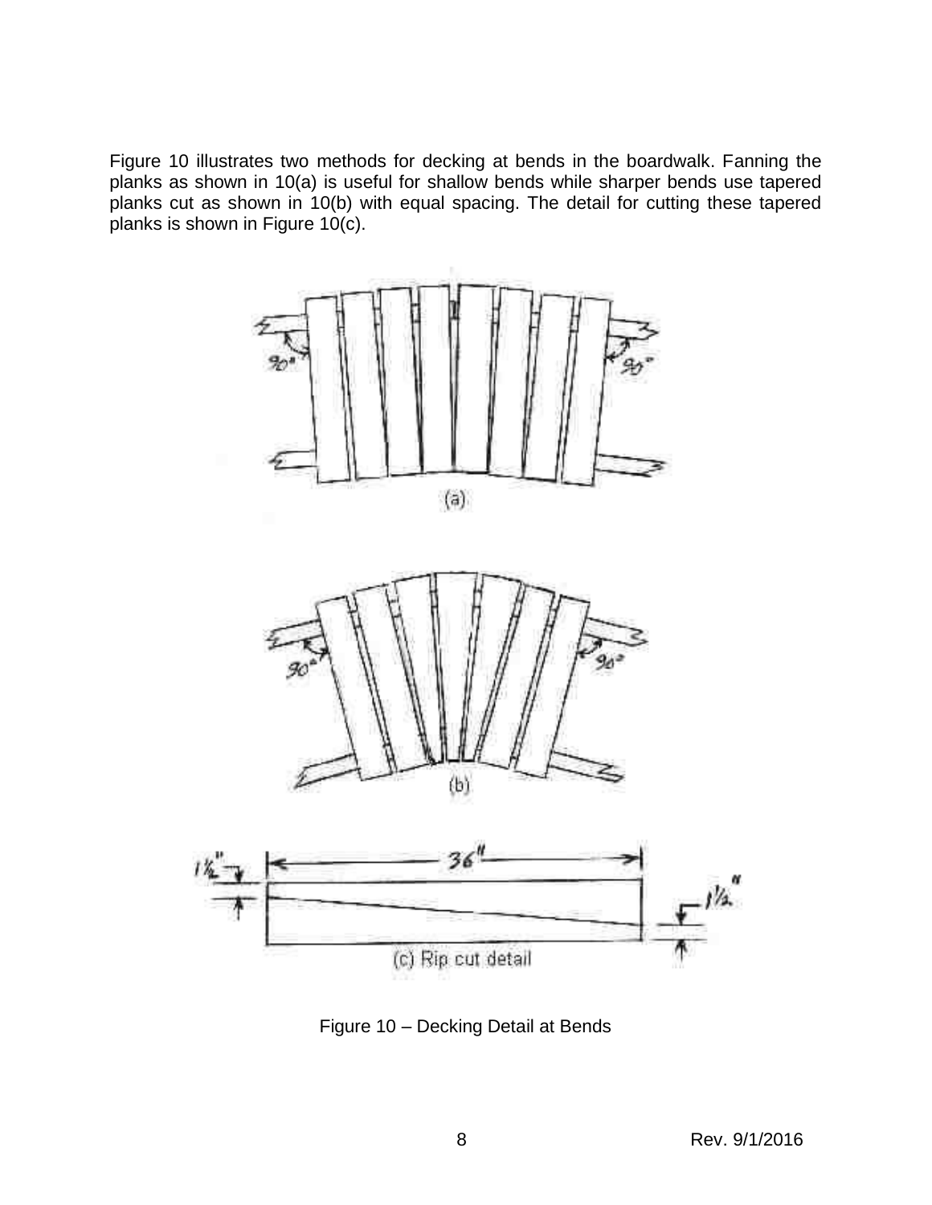Figure 10 illustrates two methods for decking at bends in the boardwalk. Fanning the planks as shown in 10(a) is useful for shallow bends while sharper bends use tapered planks cut as shown in 10(b) with equal spacing. The detail for cutting these tapered planks is shown in Figure 10(c).

Figure 10 – Decking Detail at Bends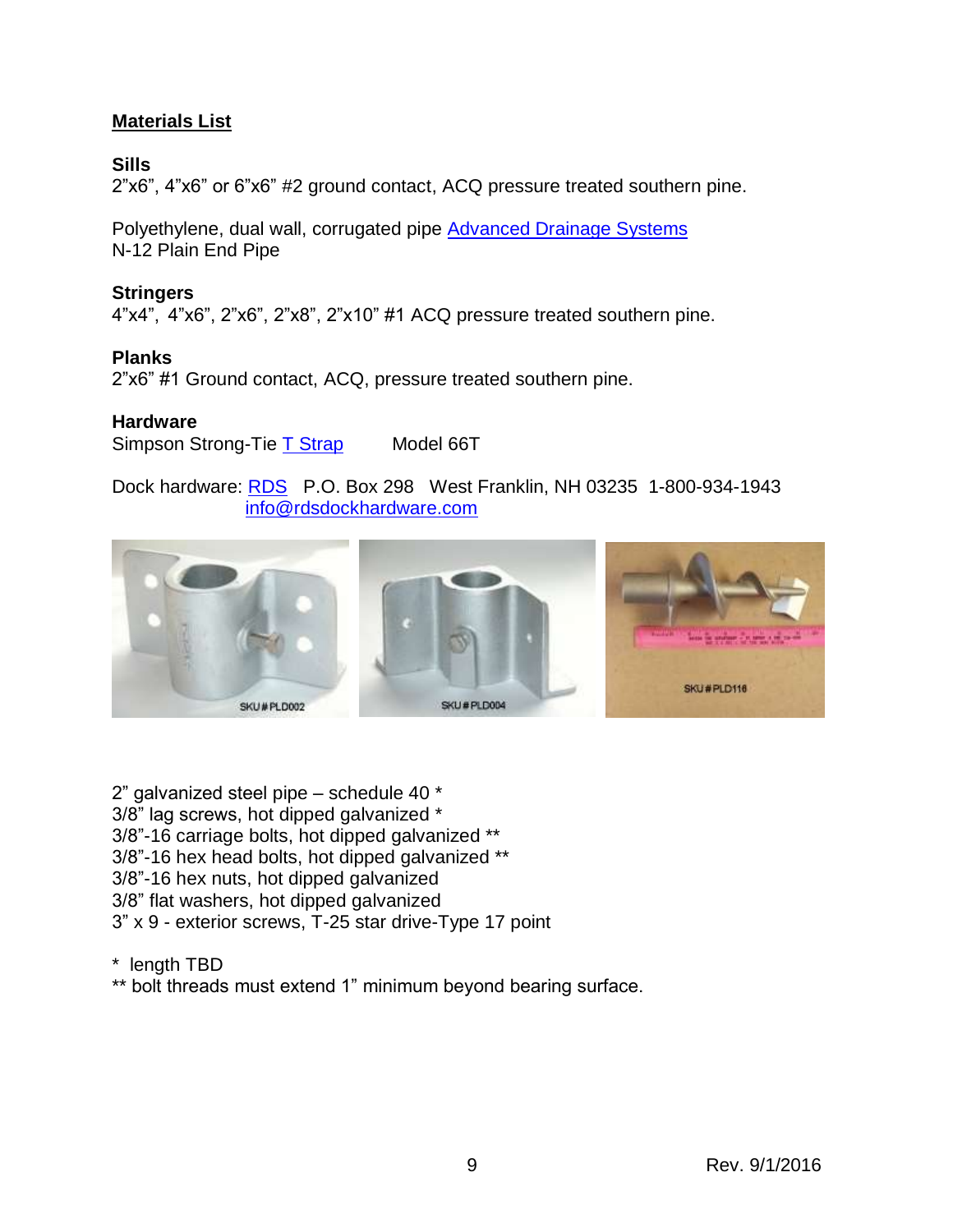## Materials List

### Sills

2"x6", 4"x6" or 6"x6" #2 ground contact, ACQ pressure treated southern pine.

Polyethylene, dual wall, corrugated pipe Advanced Drainage Systems
N-12 Plain End Pipe

### Stringers

4"x4", 4"x6", 2"x6", 2"x8", 2"x10" #1 ACQ pressure treated southern pine.

### Planks

2"x6" #1 Ground contact, ACQ, pressure treated southern pine.

### Hardware

Simpson Strong-Tie T Strap Model 66T

Dock hardware: RDS P.O. Box 298 West Franklin, NH 03235 1-800-934-1943
info@rdsdockhardware.com

SKU # PLD002

SKU # PLD004

SKU # PLD116

2" galvanized steel pipe – schedule 40 *
3/8" lag screws, hot dipped galvanized *
3/8"-16 carriage bolts, hot dipped galvanized **
3/8"-16 hex head bolts, hot dipped galvanized **
3/8"-16 hex nuts, hot dipped galvanized
3/8" flat washers, hot dipped galvanized
3" x 9 - exterior screws, T-25 star drive-Type 17 point

* length TBD
** bolt threads must extend 1" minimum beyond bearing surface.